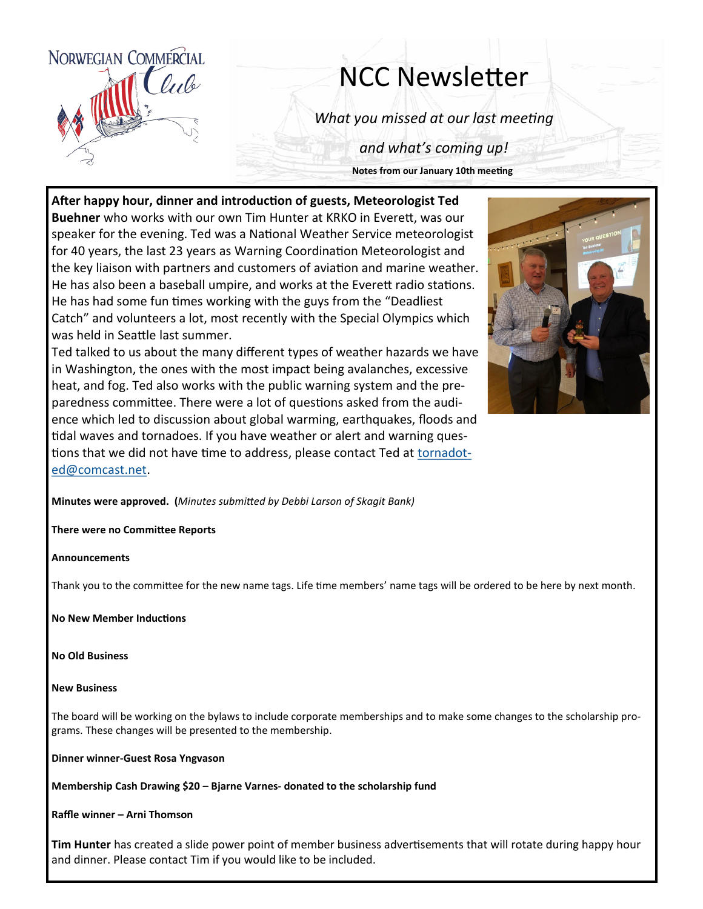NORWEGIAN COMMERCIAL Club

# NCC Newsletter

*What you missed at our last meeting*

*and what's coming up!*

**Notes from our January 10th meeting**

**After happy hour, dinner and introduction of guests, Meteorologist Ted Buehner** who works with our own Tim Hunter at KRKO in Everett, was our speaker for the evening. Ted was a National Weather Service meteorologist for 40 years, the last 23 years as Warning Coordination Meteorologist and the key liaison with partners and customers of aviation and marine weather. He has also been a baseball umpire, and works at the Everett radio stations. He has had some fun times working with the guys from the "Deadliest Catch" and volunteers a lot, most recently with the Special Olympics which was held in Seattle last summer.

Ted talked to us about the many different types of weather hazards we have in Washington, the ones with the most impact being avalanches, excessive heat, and fog. Ted also works with the public warning system and the preparedness committee. There were a lot of questions asked from the audience which led to discussion about global warming, earthquakes, floods and tidal waves and tornadoes. If you have weather or alert and warning questions that we did not have time to address, please contact Ted at tornadoted@comcast.net.

**Minutes were approved.** **(***Minutes submitted by Debbi Larson of Skagit Bank)*

**There were no Committee Reports**

**Announcements**

Thank you to the committee for the new name tags. Life time members' name tags will be ordered to be here by next month.

**No New Member Inductions**

**No Old Business**

**New Business**

The board will be working on the bylaws to include corporate memberships and to make some changes to the scholarship programs. These changes will be presented to the membership.

**Dinner winner-Guest Rosa Yngvason**

**Membership Cash Drawing $20 – Bjarne Varnes- donated to the scholarship fund**

**Raffle winner – Arni Thomson**

**Tim Hunter** has created a slide power point of member business advertisements that will rotate during happy hour and dinner. Please contact Tim if you would like to be included.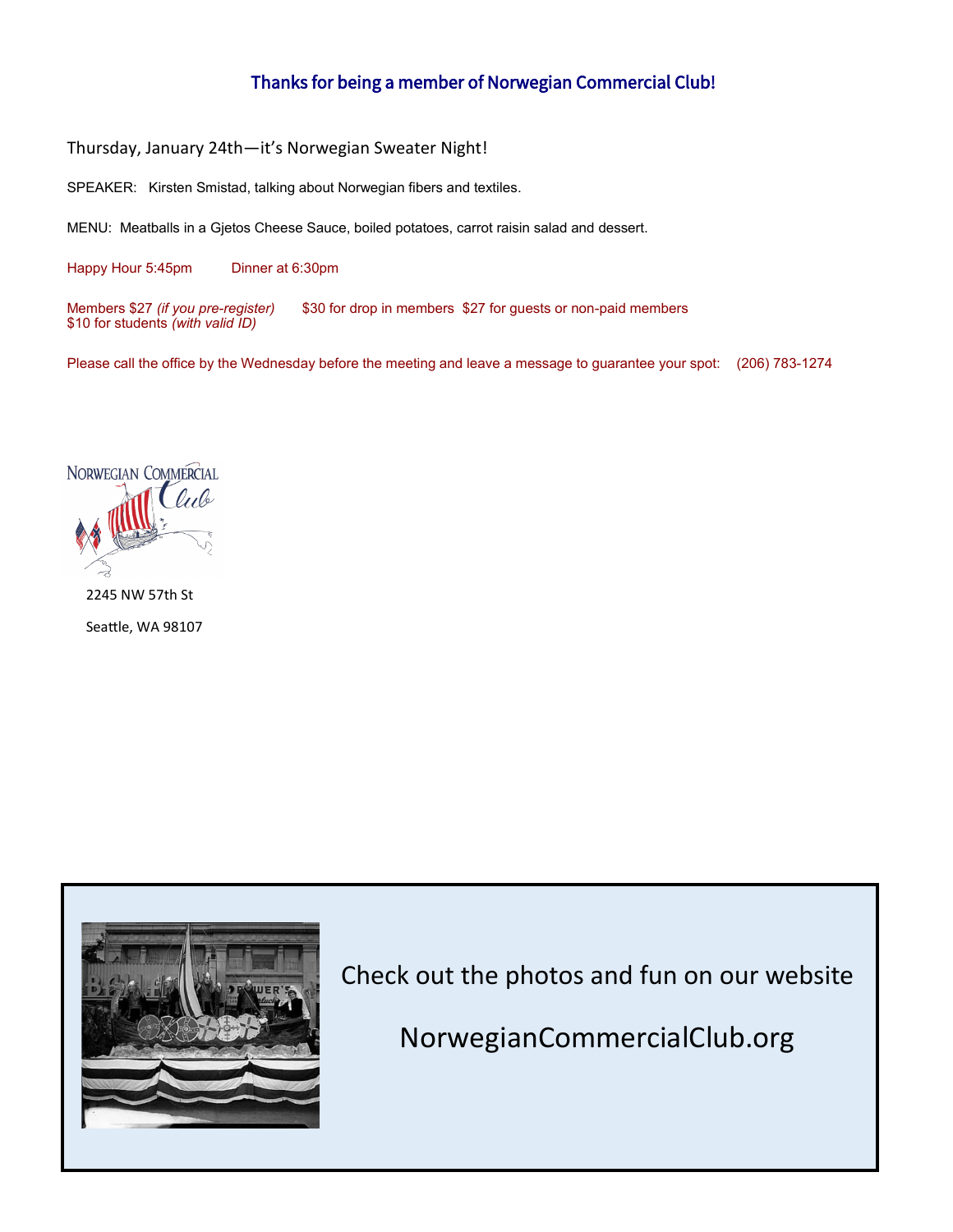## Thanks for being a member of Norwegian Commercial Club!

Thursday, January 24th—it's Norwegian Sweater Night!

SPEAKER: Kirsten Smistad, talking about Norwegian fibers and textiles.

MENU: Meatballs in a Gjetos Cheese Sauce, boiled potatoes, carrot raisin salad and dessert.

Happy Hour 5:45pm Dinner at 6:30pm

Members $27 *(if you pre-register)* $30 for drop in members $27 for guests or non-paid members
$10 for students *(with valid ID)*

Please call the office by the Wednesday before the meeting and leave a message to guarantee your spot: (206) 783-1274

Norwegian Commercial Club

2245 NW 57th St

Seattle, WA 98107

Check out the photos and fun on our website

NorwegianCommercialClub.org